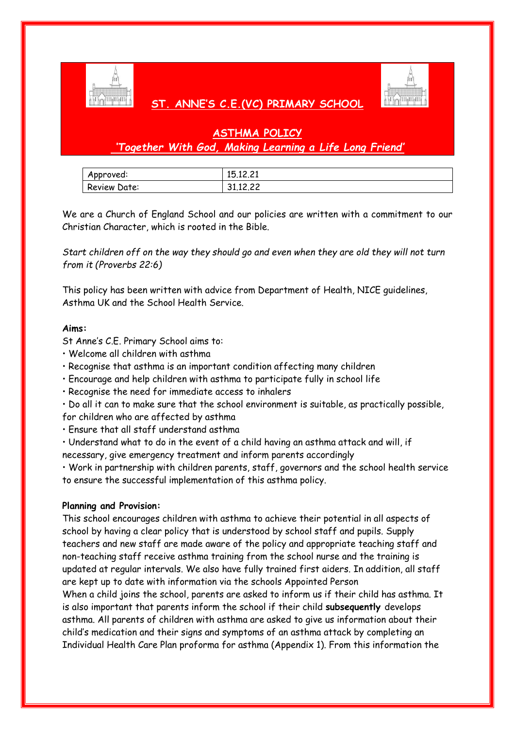# ST. ANNE'S C.E.(VC) PRIMARY SCHOOL

## ASHTMA POLICY

***'Together With God, Making Learning a Life Long Friend'***

| Approved: | 15.12.21 |
|---|---|
| Review Date: | 31.12.22 |

We are a Church of England School and our policies are written with a commitment to our Christian Character, which is rooted in the Bible.

*Start children off on the way they should go and even when they are old they will not turn from it (Proverbs 22:6)*

This policy has been written with advice from Department of Health, NICE guidelines, Asthma UK and the School Health Service.

**Aims:**

St Anne's C.E. Primary School aims to:

- Welcome all children with asthma
- Recognise that asthma is an important condition affecting many children
- Encourage and help children with asthma to participate fully in school life
- Recognise the need for immediate access to inhalers
- Do all it can to make sure that the school environment is suitable, as practically possible, for children who are affected by asthma
- Ensure that all staff understand asthma
- Understand what to do in the event of a child having an asthma attack and will, if necessary, give emergency treatment and inform parents accordingly
- Work in partnership with children parents, staff, governors and the school health service to ensure the successful implementation of this asthma policy.

**Planning and Provision:**

This school encourages children with asthma to achieve their potential in all aspects of school by having a clear policy that is understood by school staff and pupils. Supply teachers and new staff are made aware of the policy and appropriate teaching staff and non-teaching staff receive asthma training from the school nurse and the training is updated at regular intervals. We also have fully trained first aiders. In addition, all staff are kept up to date with information via the schools Appointed Person

When a child joins the school, parents are asked to inform us if their child has asthma. It is also important that parents inform the school if their child **subsequently** develops asthma. All parents of children with asthma are asked to give us information about their child's medication and their signs and symptoms of an asthma attack by completing an Individual Health Care Plan proforma for asthma (Appendix 1). From this information the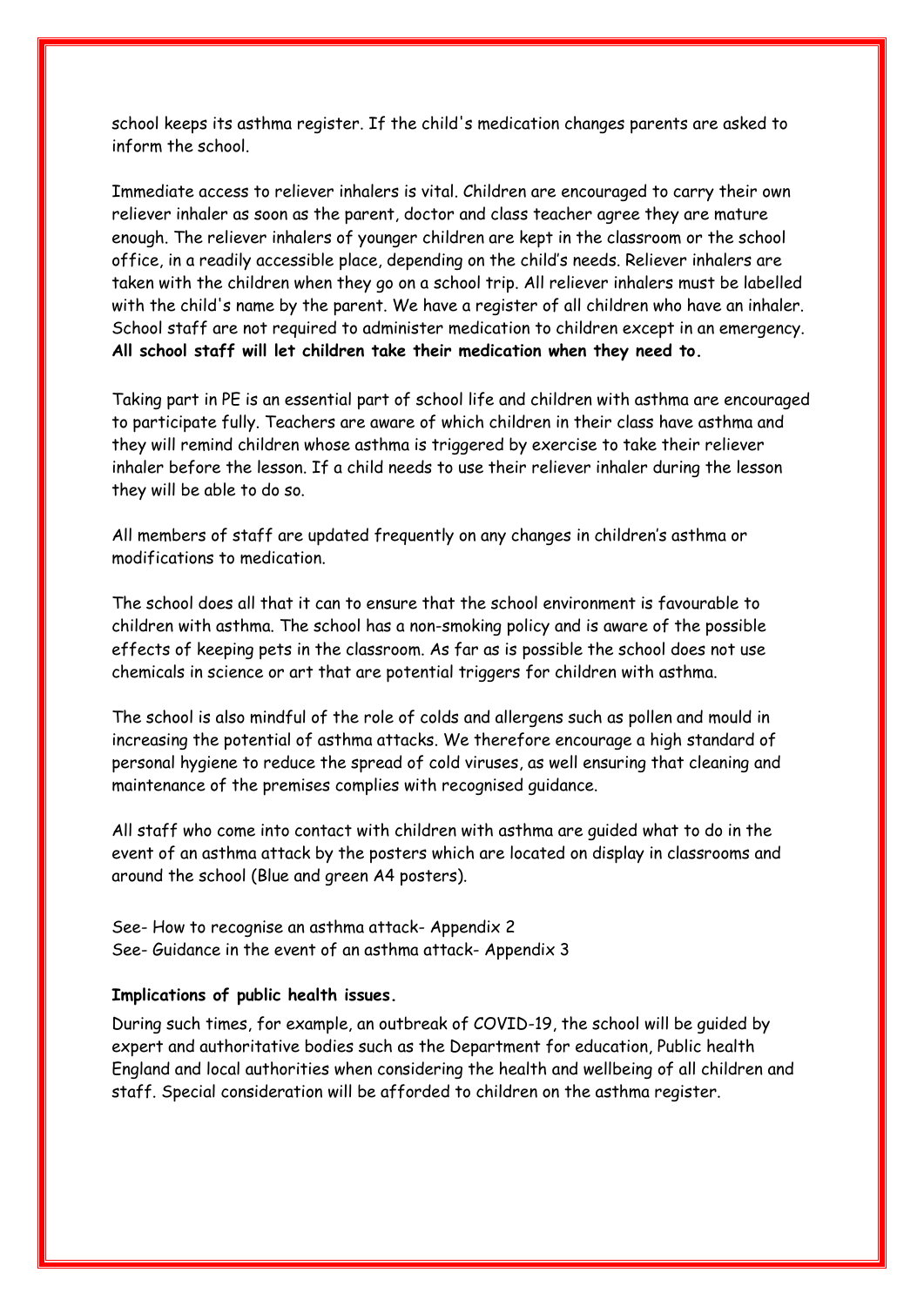school keeps its asthma register. If the child's medication changes parents are asked to inform the school.

Immediate access to reliever inhalers is vital. Children are encouraged to carry their own reliever inhaler as soon as the parent, doctor and class teacher agree they are mature enough. The reliever inhalers of younger children are kept in the classroom or the school office, in a readily accessible place, depending on the child's needs. Reliever inhalers are taken with the children when they go on a school trip. All reliever inhalers must be labelled with the child's name by the parent. We have a register of all children who have an inhaler. School staff are not required to administer medication to children except in an emergency. **All school staff will let children take their medication when they need to.**

Taking part in PE is an essential part of school life and children with asthma are encouraged to participate fully. Teachers are aware of which children in their class have asthma and they will remind children whose asthma is triggered by exercise to take their reliever inhaler before the lesson. If a child needs to use their reliever inhaler during the lesson they will be able to do so.

All members of staff are updated frequently on any changes in children's asthma or modifications to medication.

The school does all that it can to ensure that the school environment is favourable to children with asthma. The school has a non-smoking policy and is aware of the possible effects of keeping pets in the classroom. As far as is possible the school does not use chemicals in science or art that are potential triggers for children with asthma.

The school is also mindful of the role of colds and allergens such as pollen and mould in increasing the potential of asthma attacks. We therefore encourage a high standard of personal hygiene to reduce the spread of cold viruses, as well ensuring that cleaning and maintenance of the premises complies with recognised guidance.

All staff who come into contact with children with asthma are guided what to do in the event of an asthma attack by the posters which are located on display in classrooms and around the school (Blue and green A4 posters).

See- How to recognise an asthma attack- Appendix 2
See- Guidance in the event of an asthma attack- Appendix 3

**Implications of public health issues.**

During such times, for example, an outbreak of COVID-19, the school will be guided by expert and authoritative bodies such as the Department for education, Public health England and local authorities when considering the health and wellbeing of all children and staff. Special consideration will be afforded to children on the asthma register.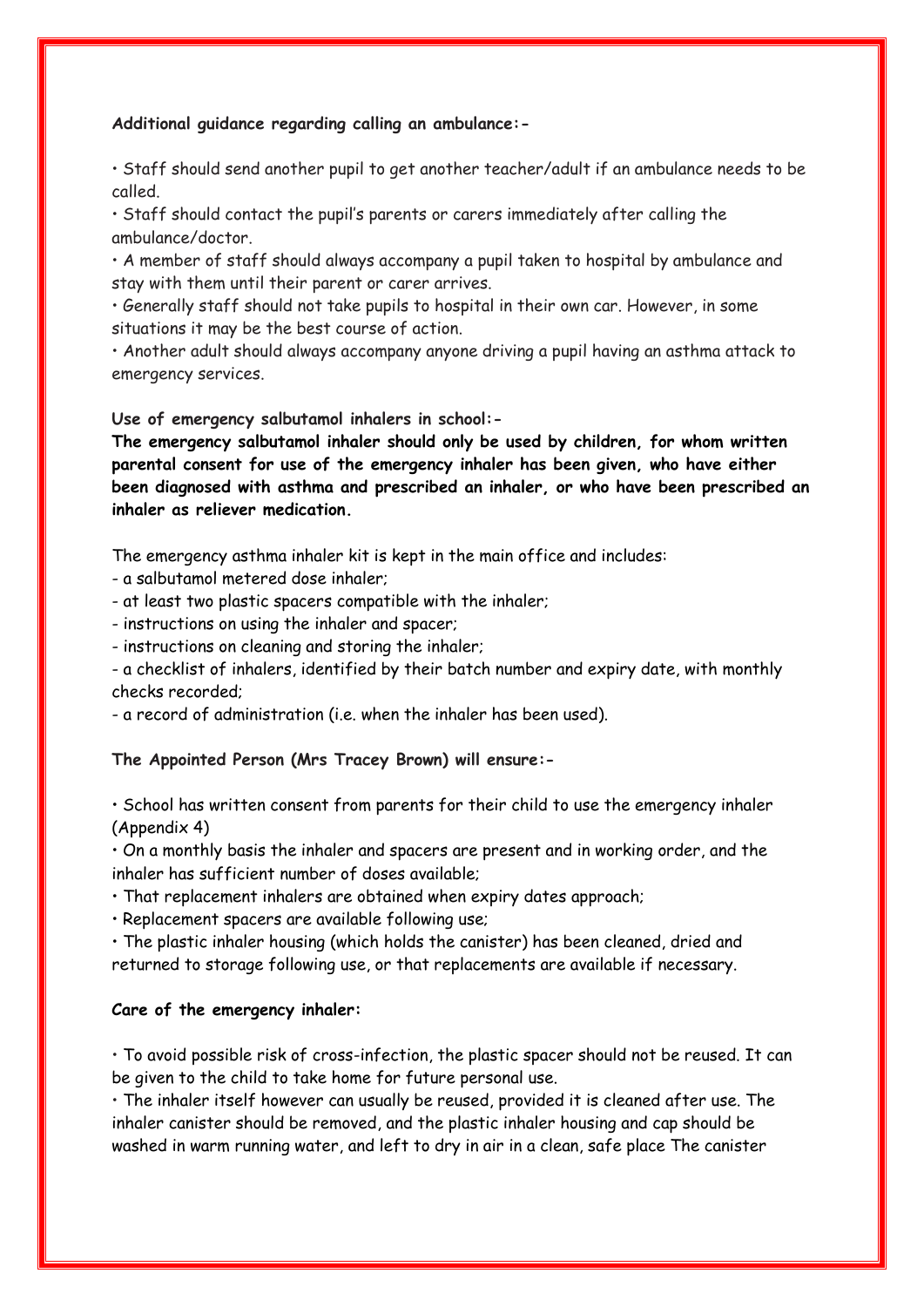**Additional guidance regarding calling an ambulance:-**

• Staff should send another pupil to get another teacher/adult if an ambulance needs to be called.

• Staff should contact the pupil's parents or carers immediately after calling the ambulance/doctor.

• A member of staff should always accompany a pupil taken to hospital by ambulance and stay with them until their parent or carer arrives.

• Generally staff should not take pupils to hospital in their own car. However, in some situations it may be the best course of action.

• Another adult should always accompany anyone driving a pupil having an asthma attack to emergency services.

**Use of emergency salbutamol inhalers in school:-**

**The emergency salbutamol inhaler should only be used by children, for whom written parental consent for use of the emergency inhaler has been given, who have either been diagnosed with asthma and prescribed an inhaler, or who have been prescribed an inhaler as reliever medication.**

The emergency asthma inhaler kit is kept in the main office and includes:

- a salbutamol metered dose inhaler;
- at least two plastic spacers compatible with the inhaler;
- instructions on using the inhaler and spacer;
- instructions on cleaning and storing the inhaler;
- a checklist of inhalers, identified by their batch number and expiry date, with monthly checks recorded;
- a record of administration (i.e. when the inhaler has been used).

**The Appointed Person (Mrs Tracey Brown) will ensure:-**

• School has written consent from parents for their child to use the emergency inhaler (Appendix 4)

• On a monthly basis the inhaler and spacers are present and in working order, and the inhaler has sufficient number of doses available;

• That replacement inhalers are obtained when expiry dates approach;

• Replacement spacers are available following use;

• The plastic inhaler housing (which holds the canister) has been cleaned, dried and returned to storage following use, or that replacements are available if necessary.

**Care of the emergency inhaler:**

• To avoid possible risk of cross-infection, the plastic spacer should not be reused. It can be given to the child to take home for future personal use.

• The inhaler itself however can usually be reused, provided it is cleaned after use. The inhaler canister should be removed, and the plastic inhaler housing and cap should be washed in warm running water, and left to dry in air in a clean, safe place The canister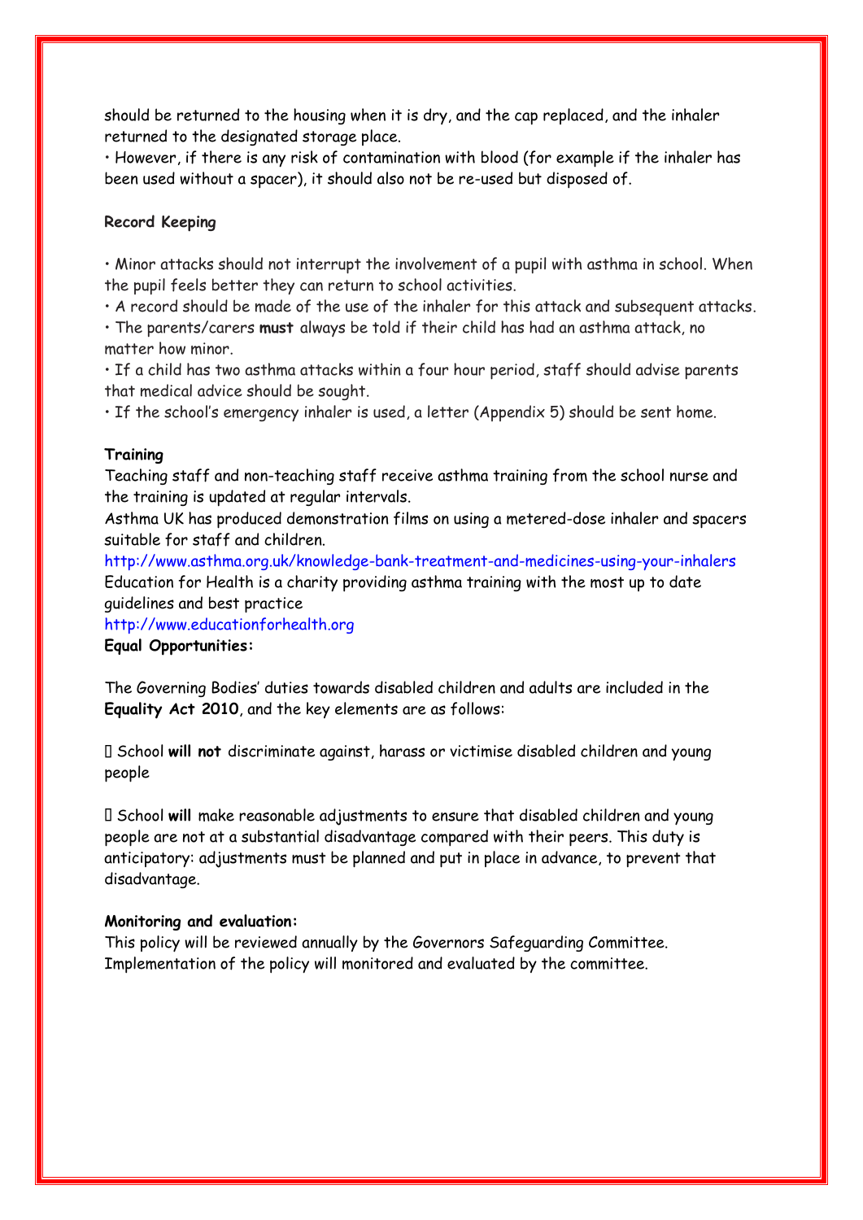should be returned to the housing when it is dry, and the cap replaced, and the inhaler returned to the designated storage place.

• However, if there is any risk of contamination with blood (for example if the inhaler has been used without a spacer), it should also not be re-used but disposed of.

**Record Keeping**

• Minor attacks should not interrupt the involvement of a pupil with asthma in school. When the pupil feels better they can return to school activities.

• A record should be made of the use of the inhaler for this attack and subsequent attacks.

• The parents/carers **must** always be told if their child has had an asthma attack, no matter how minor.

• If a child has two asthma attacks within a four hour period, staff should advise parents that medical advice should be sought.

• If the school's emergency inhaler is used, a letter (Appendix 5) should be sent home.

**Training**

Teaching staff and non-teaching staff receive asthma training from the school nurse and the training is updated at regular intervals.

Asthma UK has produced demonstration films on using a metered-dose inhaler and spacers suitable for staff and children.

http://www.asthma.org.uk/knowledge-bank-treatment-and-medicines-using-your-inhalers

Education for Health is a charity providing asthma training with the most up to date guidelines and best practice

http://www.educationforhealth.org

**Equal Opportunities:**

The Governing Bodies' duties towards disabled children and adults are included in the **Equality Act 2010**, and the key elements are as follows:

- School **will not** discriminate against, harass or victimise disabled children and young people

- School **will** make reasonable adjustments to ensure that disabled children and young people are not at a substantial disadvantage compared with their peers. This duty is anticipatory: adjustments must be planned and put in place in advance, to prevent that disadvantage.

**Monitoring and evaluation:**

This policy will be reviewed annually by the Governors Safeguarding Committee. Implementation of the policy will monitored and evaluated by the committee.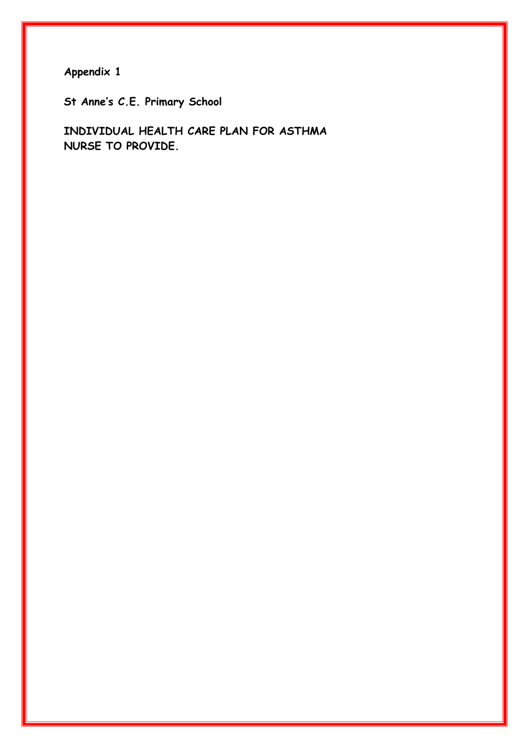**Appendix 1**

**St Anne's C.E. Primary School**

**INDIVIDUAL HEALTH CARE PLAN FOR ASTHMA NURSE TO PROVIDE.**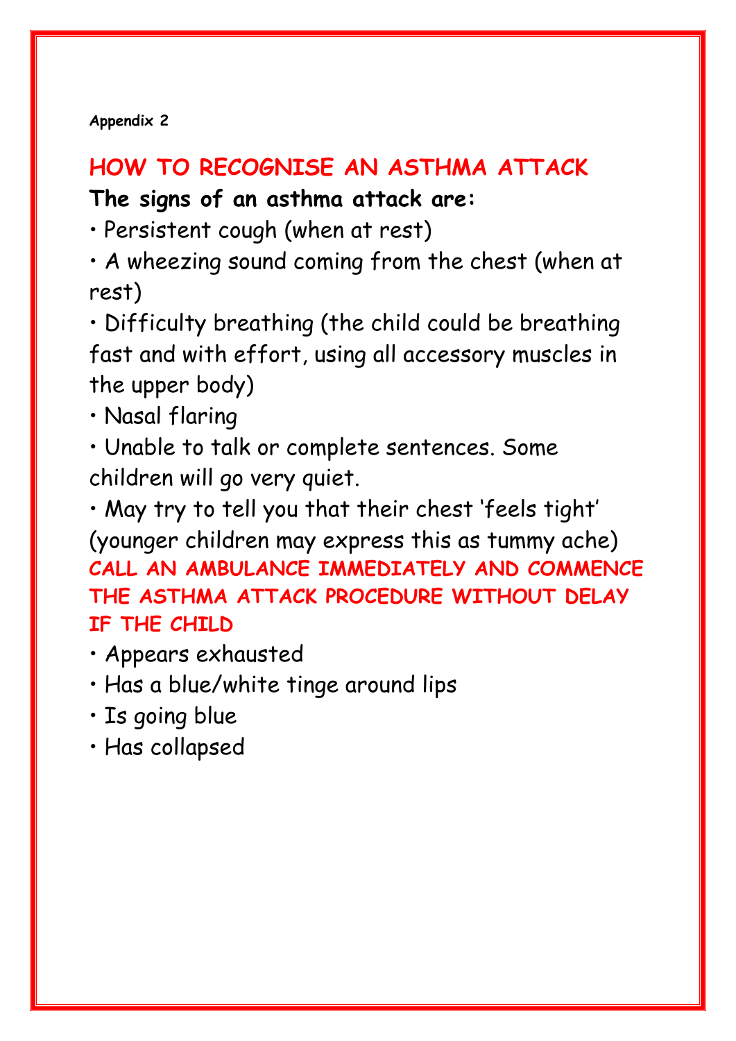**Appendix 2**

## HOW TO RECOGNISE AN ASTHMA ATTACK

**The signs of an asthma attack are:**

- Persistent cough (when at rest)
- A wheezing sound coming from the chest (when at rest)
- Difficulty breathing (the child could be breathing fast and with effort, using all accessory muscles in the upper body)
- Nasal flaring
- Unable to talk or complete sentences. Some children will go very quiet.
- May try to tell you that their chest 'feels tight' (younger children may express this as tummy ache)

**CALL AN AMBULANCE IMMEDIATELY AND COMMENCE THE ASTHMA ATTACK PROCEDURE WITHOUT DELAY IF THE CHILD**

- Appears exhausted
- Has a blue/white tinge around lips
- Is going blue
- Has collapsed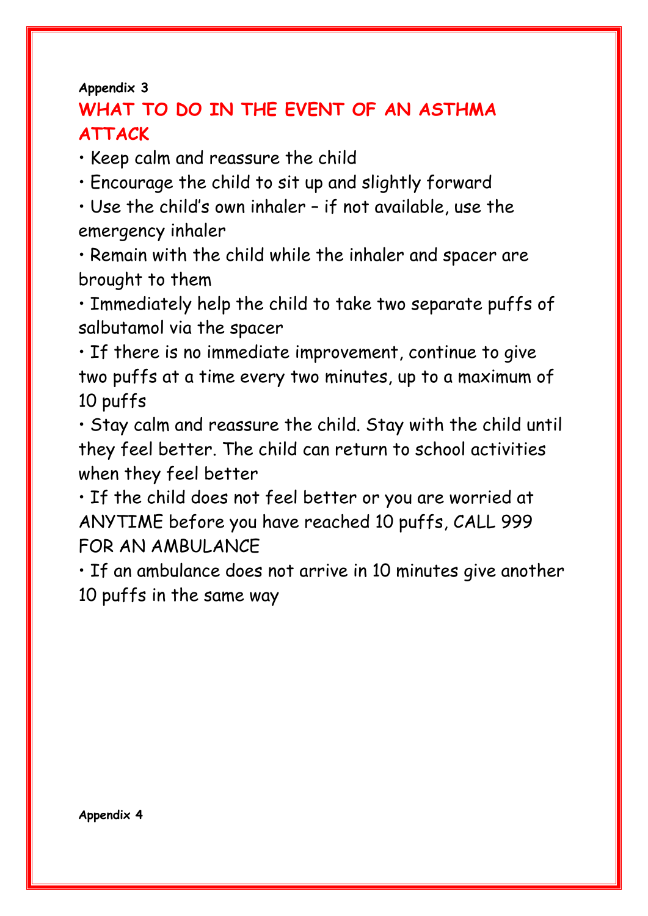**Appendix 3**

# WHAT TO DO IN THE EVENT OF AN ASTHMA ATTACK

- Keep calm and reassure the child
- Encourage the child to sit up and slightly forward
- Use the child's own inhaler – if not available, use the emergency inhaler
- Remain with the child while the inhaler and spacer are brought to them
- Immediately help the child to take two separate puffs of salbutamol via the spacer
- If there is no immediate improvement, continue to give two puffs at a time every two minutes, up to a maximum of 10 puffs
- Stay calm and reassure the child. Stay with the child until they feel better. The child can return to school activities when they feel better
- If the child does not feel better or you are worried at ANYTIME before you have reached 10 puffs, CALL 999 FOR AN AMBULANCE
- If an ambulance does not arrive in 10 minutes give another 10 puffs in the same way

**Appendix 4**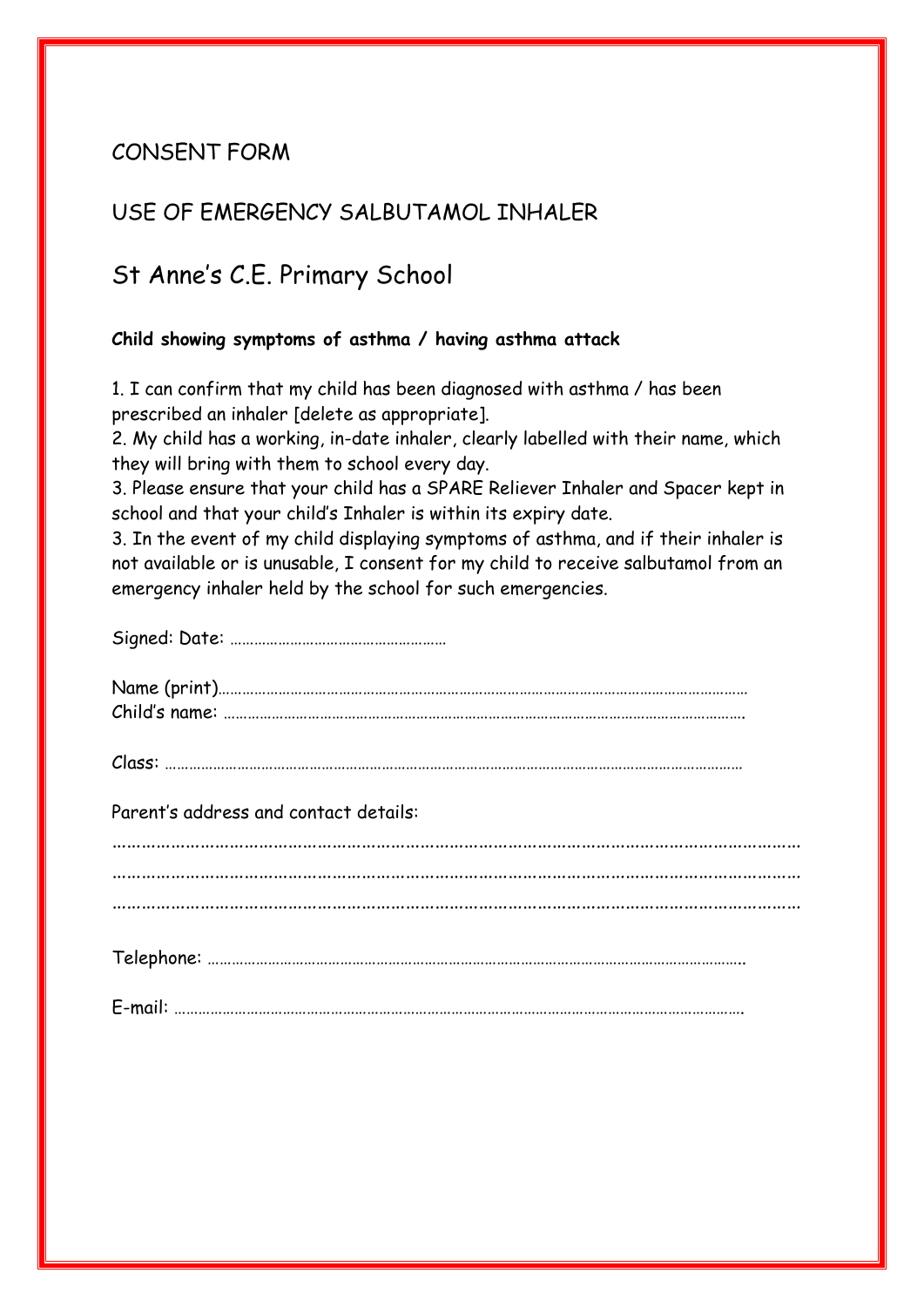# CONSENT FORM

## USE OF EMERGENCY SALBUTAMOL INHALER

## St Anne's C.E. Primary School

**Child showing symptoms of asthma / having asthma attack**

1. I can confirm that my child has been diagnosed with asthma / has been prescribed an inhaler [delete as appropriate].
2. My child has a working, in-date inhaler, clearly labelled with their name, which they will bring with them to school every day.
3. Please ensure that your child has a SPARE Reliever Inhaler and Spacer kept in school and that your child's Inhaler is within its expiry date.
3. In the event of my child displaying symptoms of asthma, and if their inhaler is not available or is unusable, I consent for my child to receive salbutamol from an emergency inhaler held by the school for such emergencies.

Signed: Date: ………………………………………………

Name (print)……………………………………………………………………………………………………………………
Child's name: ……………………………………………………………………………………………………………

Class: ………………………………………………………………………………………………………………………

Parent's address and contact details:

……………………………………………………………………………………………………………………………
……………………………………………………………………………………………………………………………
……………………………………………………………………………………………………………………………

Telephone: ………………………………………………………………………………………………………………

E-mail: …………………………………………………………………………………………………………………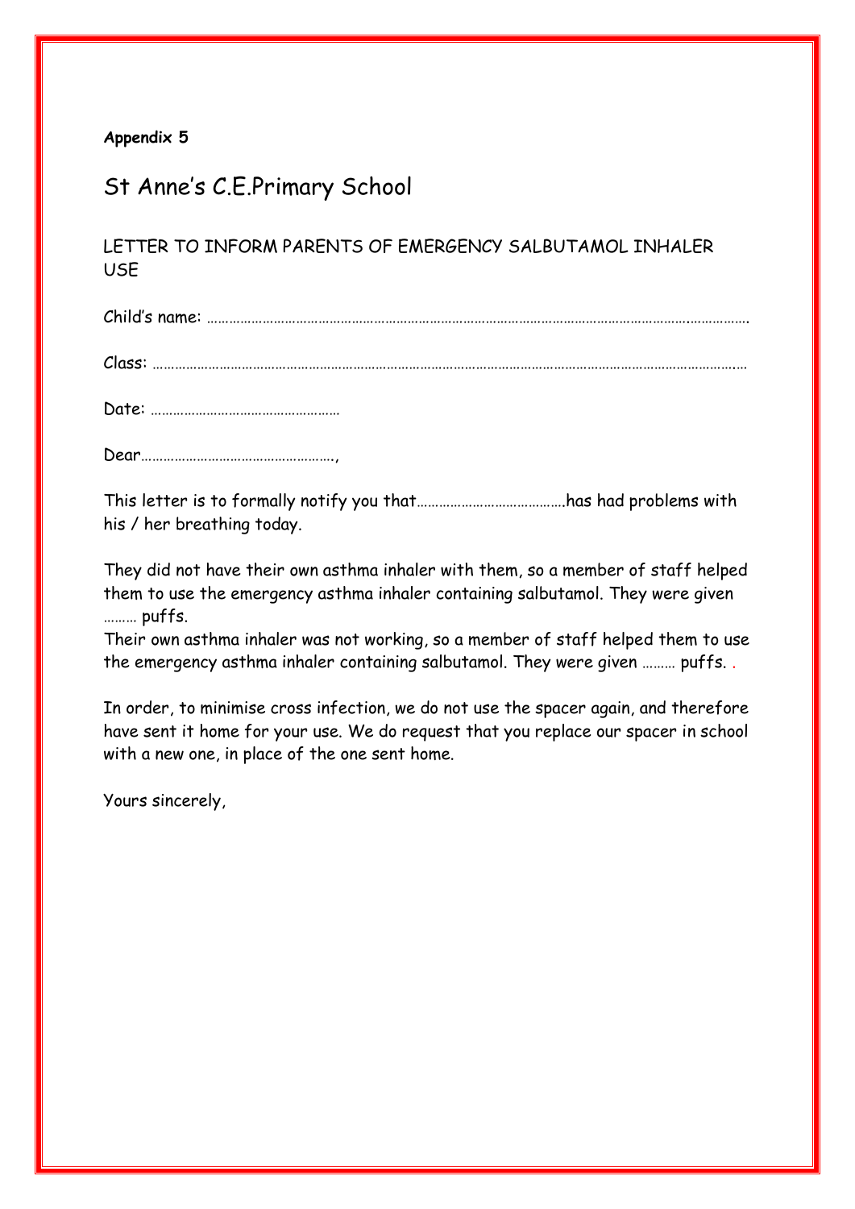**Appendix 5**

# St Anne's C.E.Primary School

LETTER TO INFORM PARENTS OF EMERGENCY SALBUTAMOL INHALER USE

Child's name: ……………………………………………………………………………………………………………………….

Class: ………………………………………………………………………………………………………………………………

Date: ……………………………………………

Dear……………………………………………,

This letter is to formally notify you that…………………………………has had problems with his / her breathing today.

They did not have their own asthma inhaler with them, so a member of staff helped them to use the emergency asthma inhaler containing salbutamol. They were given ……… puffs.

Their own asthma inhaler was not working, so a member of staff helped them to use the emergency asthma inhaler containing salbutamol. They were given ……… puffs. .

In order, to minimise cross infection, we do not use the spacer again, and therefore have sent it home for your use. We do request that you replace our spacer in school with a new one, in place of the one sent home.

Yours sincerely,